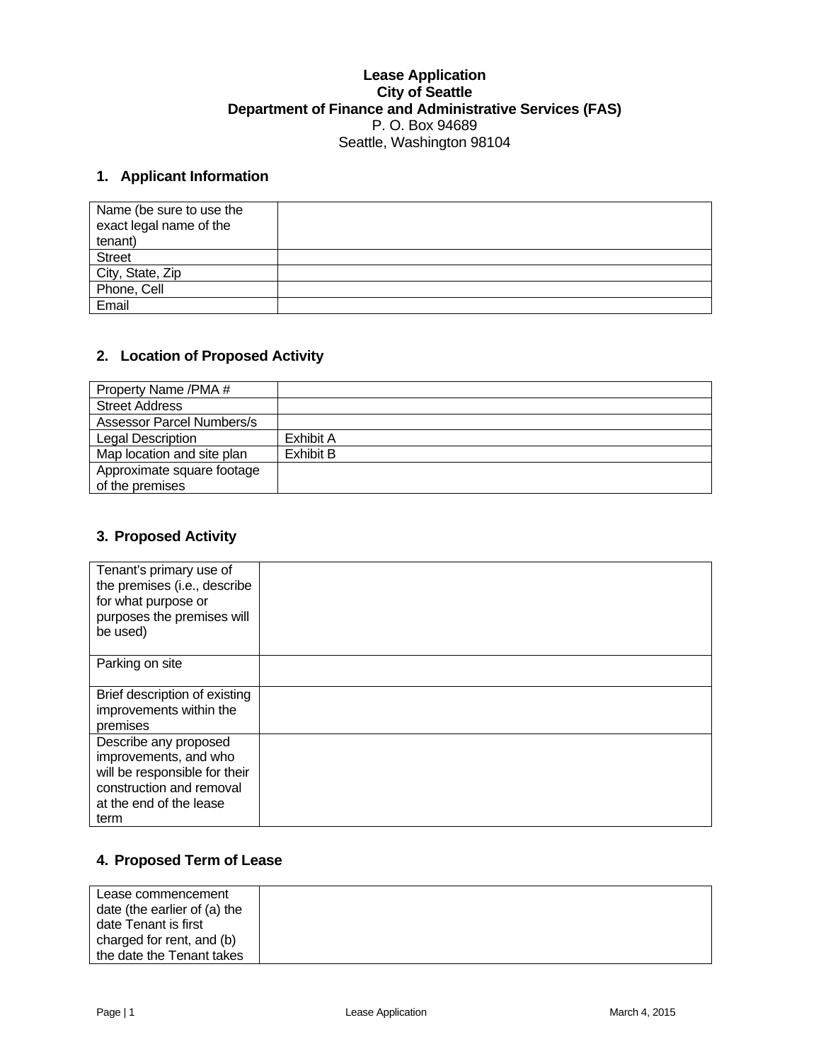**Lease Application**
**City of Seattle**
**Department of Finance and Administrative Services (FAS)**
P. O. Box 94689
Seattle, Washington 98104

## 1. Applicant Information

| Name (be sure to use the exact legal name of the tenant) | |
|---|---|
| Street | |
| City, State, Zip | |
| Phone, Cell | |
| Email | |

## 2. Location of Proposed Activity

| Property Name /PMA # | |
|---|---|
| Street Address | |
| Assessor Parcel Numbers/s | |
| Legal Description | Exhibit A |
| Map location and site plan | Exhibit B |
| Approximate square footage of the premises | |

## 3. Proposed Activity

| Tenant's primary use of the premises (i.e., describe for what purpose or purposes the premises will be used) | |
|---|---|
| Parking on site | |
| Brief description of existing improvements within the premises | |
| Describe any proposed improvements, and who will be responsible for their construction and removal at the end of the lease term | |

## 4. Proposed Term of Lease

| Lease commencement date (the earlier of (a) the date Tenant is first charged for rent, and (b) the date the Tenant takes | |
|---|---|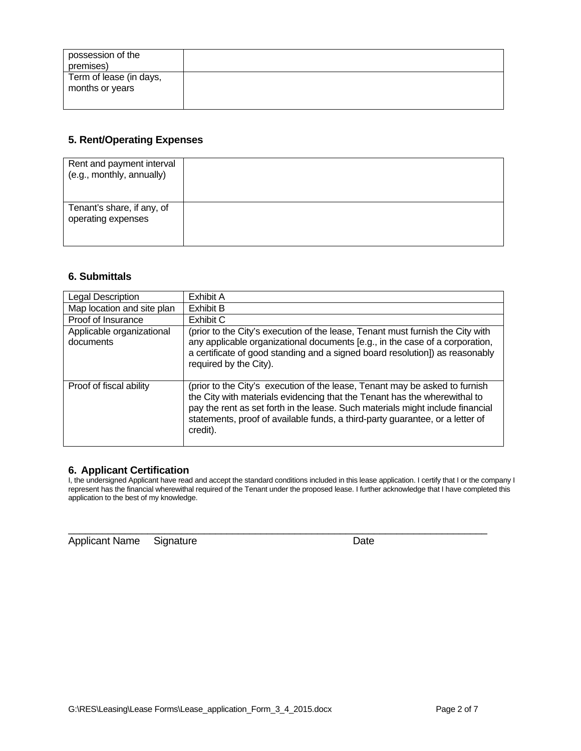| possession of the premises) | |
|---|---|
| Term of lease (in days, months or years | |

### 5. Rent/Operating Expenses

| Rent and payment interval (e.g., monthly, annually) | |
|---|---|
| Tenant's share, if any, of operating expenses | |

### 6. Submittals

| Legal Description | Exhibit A |
|---|---|
| Map location and site plan | Exhibit B |
| Proof of Insurance | Exhibit C |
| Applicable organizational documents | (prior to the City's execution of the lease, Tenant must furnish the City with any applicable organizational documents [e.g., in the case of a corporation, a certificate of good standing and a signed board resolution]) as reasonably required by the City). |
| Proof of fiscal ability | (prior to the City's execution of the lease, Tenant may be asked to furnish the City with materials evidencing that the Tenant has the wherewithal to pay the rent as set forth in the lease. Such materials might include financial statements, proof of available funds, a third-party guarantee, or a letter of credit). |

### 6. Applicant Certification

I, the undersigned Applicant have read and accept the standard conditions included in this lease application. I certify that I or the company I represent has the financial wherewithal required of the Tenant under the proposed lease. I further acknowledge that I have completed this application to the best of my knowledge.

\_\_\_\_\_\_\_\_\_\_\_\_\_\_\_\_\_\_\_\_\_\_\_\_\_\_\_\_\_\_\_\_\_\_\_\_\_\_\_\_\_\_\_\_\_\_\_\_\_\_\_\_\_\_\_\_\_\_\_\_\_\_\_\_

Applicant Name     Signature                                        Date

G:\RES\Leasing\Lease Forms\Lease_application_Form_3_4_2015.docx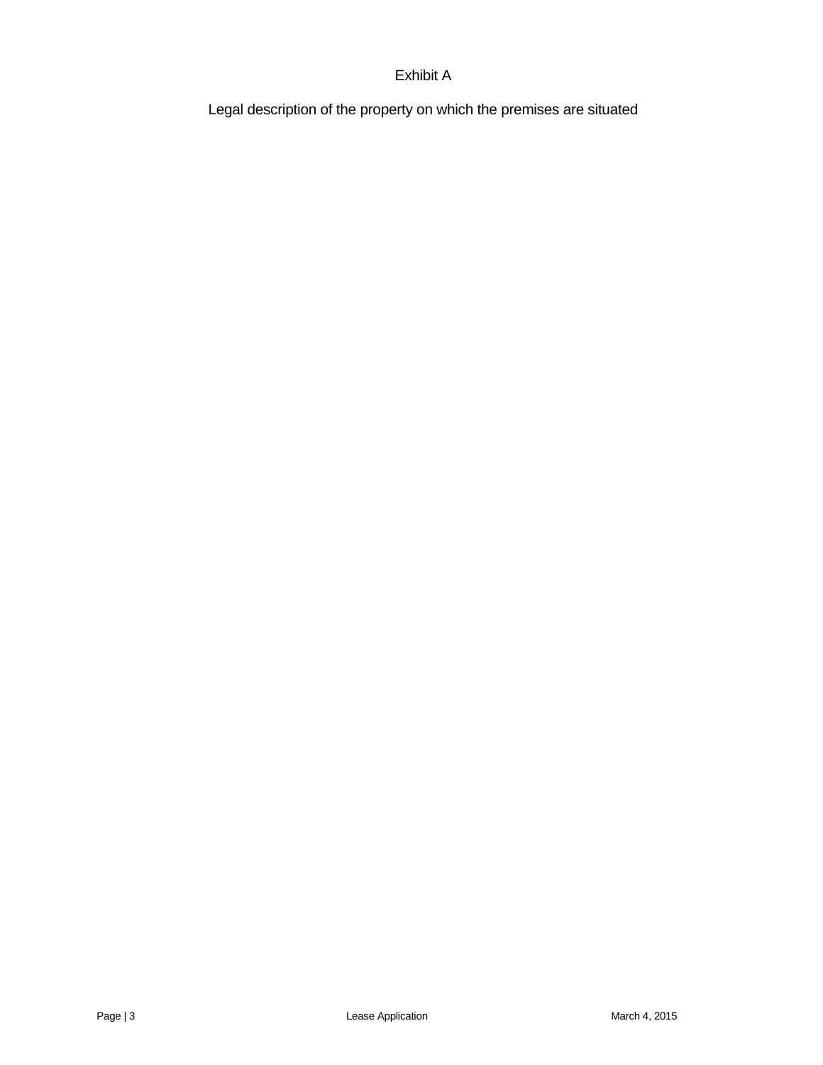# Exhibit A

## Legal description of the property on which the premises are situated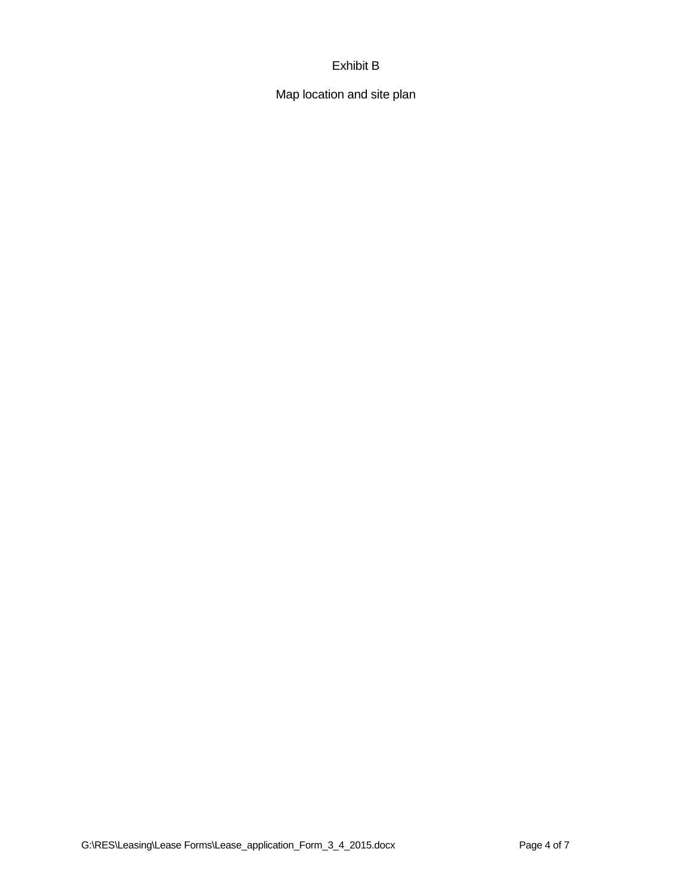Exhibit B

Map location and site plan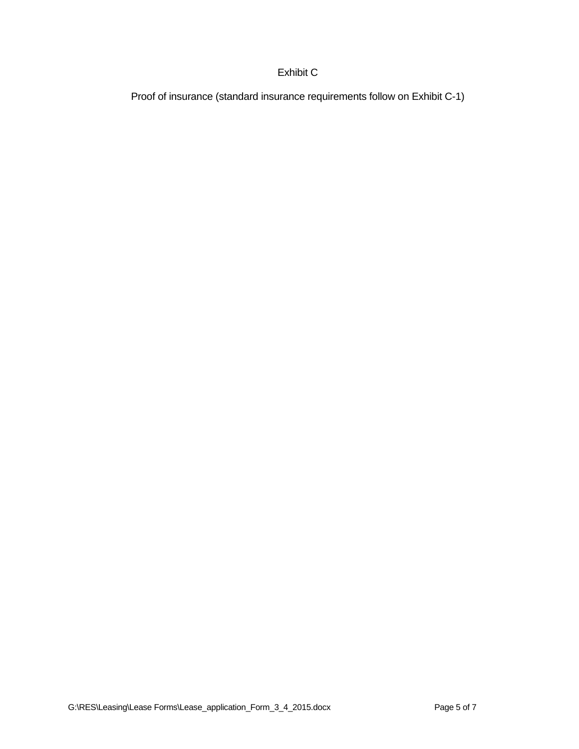# Exhibit C

Proof of insurance (standard insurance requirements follow on Exhibit C-1)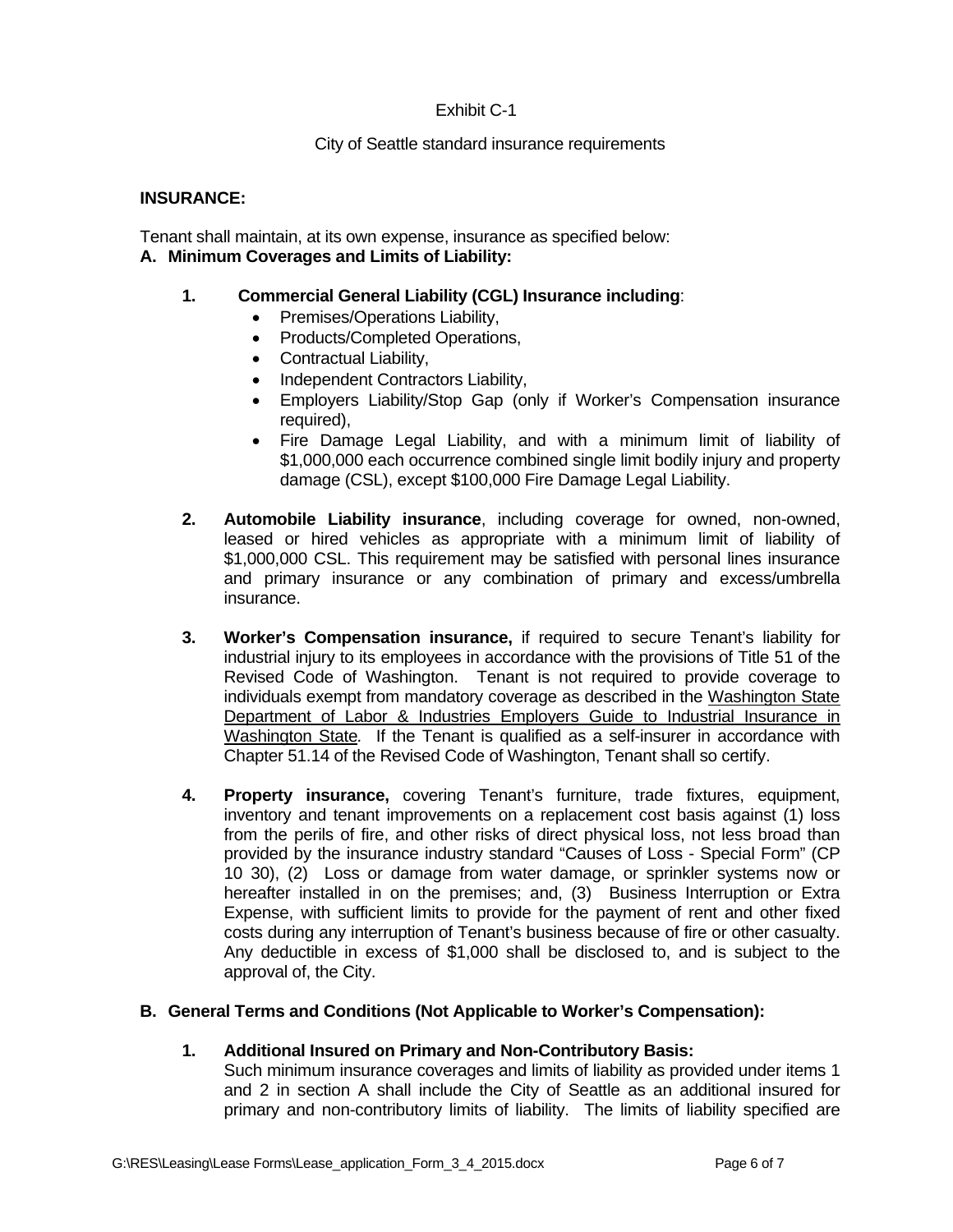Exhibit C-1

City of Seattle standard insurance requirements

**INSURANCE:**

Tenant shall maintain, at its own expense, insurance as specified below:

**A. Minimum Coverages and Limits of Liability:**

1. **Commercial General Liability (CGL) Insurance including**:
   - Premises/Operations Liability,
   - Products/Completed Operations,
   - Contractual Liability,
   - Independent Contractors Liability,
   - Employers Liability/Stop Gap (only if Worker's Compensation insurance required),
   - Fire Damage Legal Liability, and with a minimum limit of liability of $1,000,000 each occurrence combined single limit bodily injury and property damage (CSL), except $100,000 Fire Damage Legal Liability.

2. **Automobile Liability insurance**, including coverage for owned, non-owned, leased or hired vehicles as appropriate with a minimum limit of liability of $1,000,000 CSL. This requirement may be satisfied with personal lines insurance and primary insurance or any combination of primary and excess/umbrella insurance.

3. **Worker's Compensation insurance,** if required to secure Tenant's liability for industrial injury to its employees in accordance with the provisions of Title 51 of the Revised Code of Washington. Tenant is not required to provide coverage to individuals exempt from mandatory coverage as described in the Washington State Department of Labor & Industries Employers Guide to Industrial Insurance in Washington State*.* If the Tenant is qualified as a self-insurer in accordance with Chapter 51.14 of the Revised Code of Washington, Tenant shall so certify.

4. **Property insurance,** covering Tenant's furniture, trade fixtures, equipment, inventory and tenant improvements on a replacement cost basis against (1) loss from the perils of fire, and other risks of direct physical loss, not less broad than provided by the insurance industry standard "Causes of Loss - Special Form" (CP 10 30), (2) Loss or damage from water damage, or sprinkler systems now or hereafter installed in on the premises; and, (3) Business Interruption or Extra Expense, with sufficient limits to provide for the payment of rent and other fixed costs during any interruption of Tenant's business because of fire or other casualty. Any deductible in excess of $1,000 shall be disclosed to, and is subject to the approval of, the City.

**B. General Terms and Conditions (Not Applicable to Worker's Compensation):**

1. **Additional Insured on Primary and Non-Contributory Basis:**
   Such minimum insurance coverages and limits of liability as provided under items 1 and 2 in section A shall include the City of Seattle as an additional insured for primary and non-contributory limits of liability. The limits of liability specified are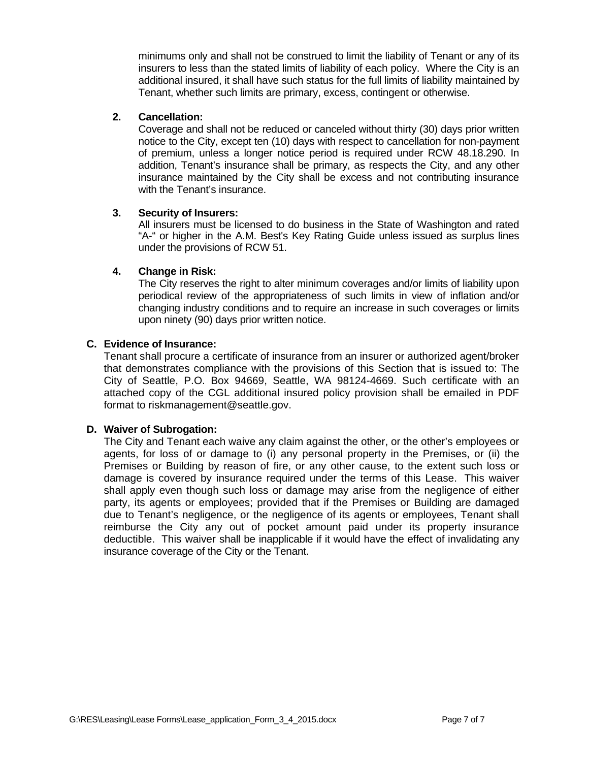minimums only and shall not be construed to limit the liability of Tenant or any of its insurers to less than the stated limits of liability of each policy. Where the City is an additional insured, it shall have such status for the full limits of liability maintained by Tenant, whether such limits are primary, excess, contingent or otherwise.

**2. Cancellation:**

Coverage and shall not be reduced or canceled without thirty (30) days prior written notice to the City, except ten (10) days with respect to cancellation for non-payment of premium, unless a longer notice period is required under RCW 48.18.290. In addition, Tenant's insurance shall be primary, as respects the City, and any other insurance maintained by the City shall be excess and not contributing insurance with the Tenant's insurance.

**3. Security of Insurers:**

All insurers must be licensed to do business in the State of Washington and rated "A-" or higher in the A.M. Best's Key Rating Guide unless issued as surplus lines under the provisions of RCW 51.

**4. Change in Risk:**

The City reserves the right to alter minimum coverages and/or limits of liability upon periodical review of the appropriateness of such limits in view of inflation and/or changing industry conditions and to require an increase in such coverages or limits upon ninety (90) days prior written notice.

**C. Evidence of Insurance:**

Tenant shall procure a certificate of insurance from an insurer or authorized agent/broker that demonstrates compliance with the provisions of this Section that is issued to: The City of Seattle, P.O. Box 94669, Seattle, WA 98124-4669. Such certificate with an attached copy of the CGL additional insured policy provision shall be emailed in PDF format to riskmanagement@seattle.gov.

**D. Waiver of Subrogation:**

The City and Tenant each waive any claim against the other, or the other's employees or agents, for loss of or damage to (i) any personal property in the Premises, or (ii) the Premises or Building by reason of fire, or any other cause, to the extent such loss or damage is covered by insurance required under the terms of this Lease. This waiver shall apply even though such loss or damage may arise from the negligence of either party, its agents or employees; provided that if the Premises or Building are damaged due to Tenant's negligence, or the negligence of its agents or employees, Tenant shall reimburse the City any out of pocket amount paid under its property insurance deductible. This waiver shall be inapplicable if it would have the effect of invalidating any insurance coverage of the City or the Tenant.